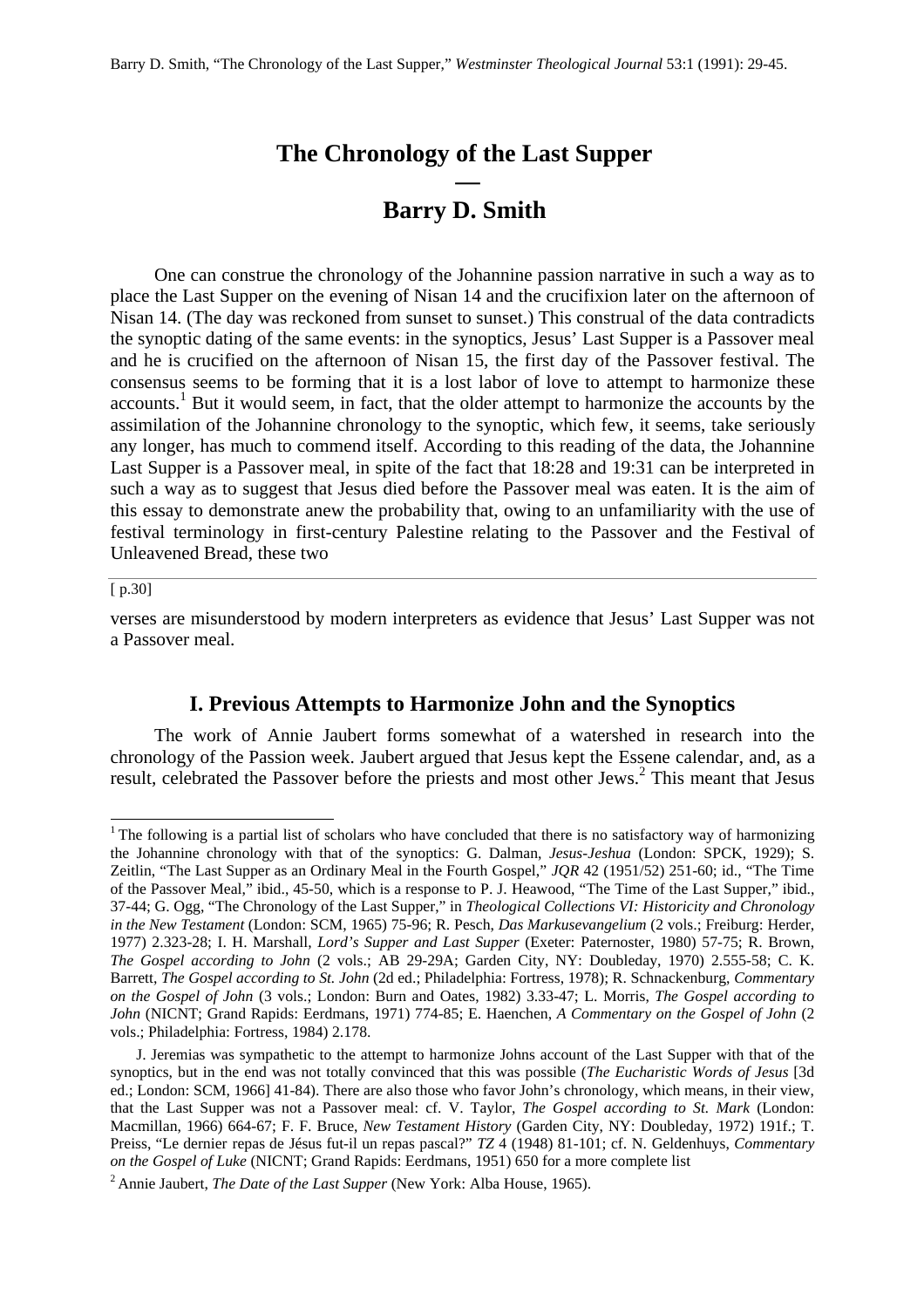Barry D. Smith, "The Chronology of the Last Supper," *Westminster Theological Journal* 53:1 (1991): 29-45.

# The Chronology of the Last Supper

—

# Barry D. Smith

One can construe the chronology of the Johannine passion narrative in such a way as to place the Last Supper on the evening of Nisan 14 and the crucifixion later on the afternoon of Nisan 14. (The day was reckoned from sunset to sunset.) This construal of the data contradicts the synoptic dating of the same events: in the synoptics, Jesus' Last Supper is a Passover meal and he is crucified on the afternoon of Nisan 15, the first day of the Passover festival. The consensus seems to be forming that it is a lost labor of love to attempt to harmonize these accounts.[1] But it would seem, in fact, that the older attempt to harmonize the accounts by the assimilation of the Johannine chronology to the synoptic, which few, it seems, take seriously any longer, has much to commend itself. According to this reading of the data, the Johannine Last Supper is a Passover meal, in spite of the fact that 18:28 and 19:31 can be interpreted in such a way as to suggest that Jesus died before the Passover meal was eaten. It is the aim of this essay to demonstrate anew the probability that, owing to an unfamiliarity with the use of festival terminology in first-century Palestine relating to the Passover and the Festival of Unleavened Bread, these two

[ p.30]

verses are misunderstood by modern interpreters as evidence that Jesus' Last Supper was not a Passover meal.

## I. Previous Attempts to Harmonize John and the Synoptics

The work of Annie Jaubert forms somewhat of a watershed in research into the chronology of the Passion week. Jaubert argued that Jesus kept the Essene calendar, and, as a result, celebrated the Passover before the priests and most other Jews.[2] This meant that Jesus

---

[1] The following is a partial list of scholars who have concluded that there is no satisfactory way of harmonizing the Johannine chronology with that of the synoptics: G. Dalman, *Jesus-Jeshua* (London: SPCK, 1929); S. Zeitlin, "The Last Supper as an Ordinary Meal in the Fourth Gospel," *JQR* 42 (1951/52) 251-60; id., "The Time of the Passover Meal," ibid., 45-50, which is a response to P. J. Heawood, "The Time of the Last Supper," ibid., 37-44; G. Ogg, "The Chronology of the Last Supper," in *Theological Collections VI: Historicity and Chronology in the New Testament* (London: SCM, 1965) 75-96; R. Pesch, *Das Markusevangelium* (2 vols.; Freiburg: Herder, 1977) 2.323-28; I. H. Marshall, *Lord's Supper and Last Supper* (Exeter: Paternoster, 1980) 57-75; R. Brown, *The Gospel according to John* (2 vols.; AB 29-29A; Garden City, NY: Doubleday, 1970) 2.555-58; C. K. Barrett, *The Gospel according to St. John* (2d ed.; Philadelphia: Fortress, 1978); R. Schnackenburg, *Commentary on the Gospel of John* (3 vols.; London: Burn and Oates, 1982) 3.33-47; L. Morris, *The Gospel according to John* (NICNT; Grand Rapids: Eerdmans, 1971) 774-85; E. Haenchen, *A Commentary on the Gospel of John* (2 vols.; Philadelphia: Fortress, 1984) 2.178.

J. Jeremias was sympathetic to the attempt to harmonize Johns account of the Last Supper with that of the synoptics, but in the end was not totally convinced that this was possible (*The Eucharistic Words of Jesus* [3d ed.; London: SCM, 1966] 41-84). There are also those who favor John's chronology, which means, in their view, that the Last Supper was not a Passover meal: cf. V. Taylor, *The Gospel according to St. Mark* (London: Macmillan, 1966) 664-67; F. F. Bruce, *New Testament History* (Garden City, NY: Doubleday, 1972) 191f.; T. Preiss, "Le dernier repas de Jésus fut-il un repas pascal?" *TZ* 4 (1948) 81-101; cf. N. Geldenhuys, *Commentary on the Gospel of Luke* (NICNT; Grand Rapids: Eerdmans, 1951) 650 for a more complete list

[2] Annie Jaubert, *The Date of the Last Supper* (New York: Alba House, 1965).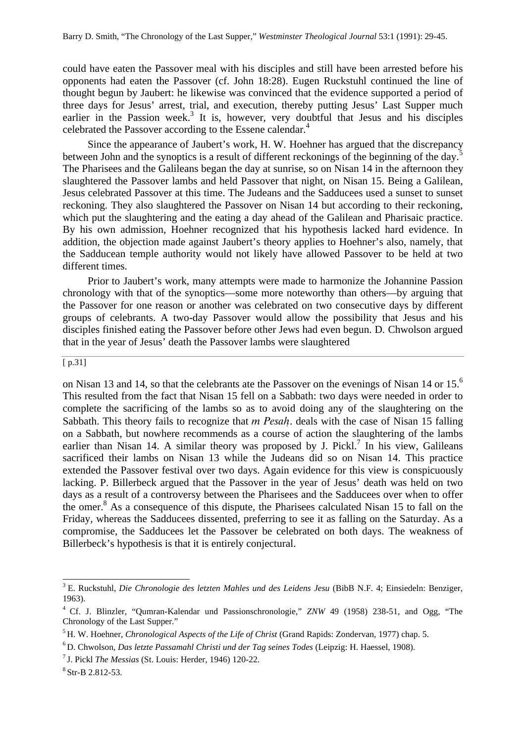could have eaten the Passover meal with his disciples and still have been arrested before his opponents had eaten the Passover (cf. John 18:28). Eugen Ruckstuhl continued the line of thought begun by Jaubert: he likewise was convinced that the evidence supported a period of three days for Jesus' arrest, trial, and execution, thereby putting Jesus' Last Supper much earlier in the Passion week.[3] It is, however, very doubtful that Jesus and his disciples celebrated the Passover according to the Essene calendar.[4]

Since the appearance of Jaubert's work, H. W. Hoehner has argued that the discrepancy between John and the synoptics is a result of different reckonings of the beginning of the day.[5] The Pharisees and the Galileans began the day at sunrise, so on Nisan 14 in the afternoon they slaughtered the Passover lambs and held Passover that night, on Nisan 15. Being a Galilean, Jesus celebrated Passover at this time. The Judeans and the Sadducees used a sunset to sunset reckoning. They also slaughtered the Passover on Nisan 14 but according to their reckoning, which put the slaughtering and the eating a day ahead of the Galilean and Pharisaic practice. By his own admission, Hoehner recognized that his hypothesis lacked hard evidence. In addition, the objection made against Jaubert's theory applies to Hoehner's also, namely, that the Sadducean temple authority would not likely have allowed Passover to be held at two different times.

Prior to Jaubert's work, many attempts were made to harmonize the Johannine Passion chronology with that of the synoptics—some more noteworthy than others—by arguing that the Passover for one reason or another was celebrated on two consecutive days by different groups of celebrants. A two-day Passover would allow the possibility that Jesus and his disciples finished eating the Passover before other Jews had even begun. D. Chwolson argued that in the year of Jesus' death the Passover lambs were slaughtered

[ p.31]

on Nisan 13 and 14, so that the celebrants ate the Passover on the evenings of Nisan 14 or 15.[6] This resulted from the fact that Nisan 15 fell on a Sabbath: two days were needed in order to complete the sacrificing of the lambs so as to avoid doing any of the slaughtering on the Sabbath. This theory fails to recognize that *m Pesaḥ*. deals with the case of Nisan 15 falling on a Sabbath, but nowhere recommends as a course of action the slaughtering of the lambs earlier than Nisan 14. A similar theory was proposed by J. Pickl.[7] In his view, Galileans sacrificed their lambs on Nisan 13 while the Judeans did so on Nisan 14. This practice extended the Passover festival over two days. Again evidence for this view is conspicuously lacking. P. Billerbeck argued that the Passover in the year of Jesus' death was held on two days as a result of a controversy between the Pharisees and the Sadducees over when to offer the omer.[8] As a consequence of this dispute, the Pharisees calculated Nisan 15 to fall on the Friday, whereas the Sadducees dissented, preferring to see it as falling on the Saturday. As a compromise, the Sadducees let the Passover be celebrated on both days. The weakness of Billerbeck's hypothesis is that it is entirely conjectural.

---

[3] E. Ruckstuhl, *Die Chronologie des letzten Mahles und des Leidens Jesu* (BibB N.F. 4; Einsiedeln: Benziger, 1963).

[4] Cf. J. Blinzler, "Qumran-Kalendar und Passionschronologie," *ZNW* 49 (1958) 238-51, and Ogg, "The Chronology of the Last Supper."

[5] H. W. Hoehner, *Chronological Aspects of the Life of Christ* (Grand Rapids: Zondervan, 1977) chap. 5.

[6] D. Chwolson, *Das letzte Passamahl Christi und der Tag seines Todes* (Leipzig: H. Haessel, 1908).

[7] J. Pickl *The Messias* (St. Louis: Herder, 1946) 120-22.

[8] Str-B 2.812-53.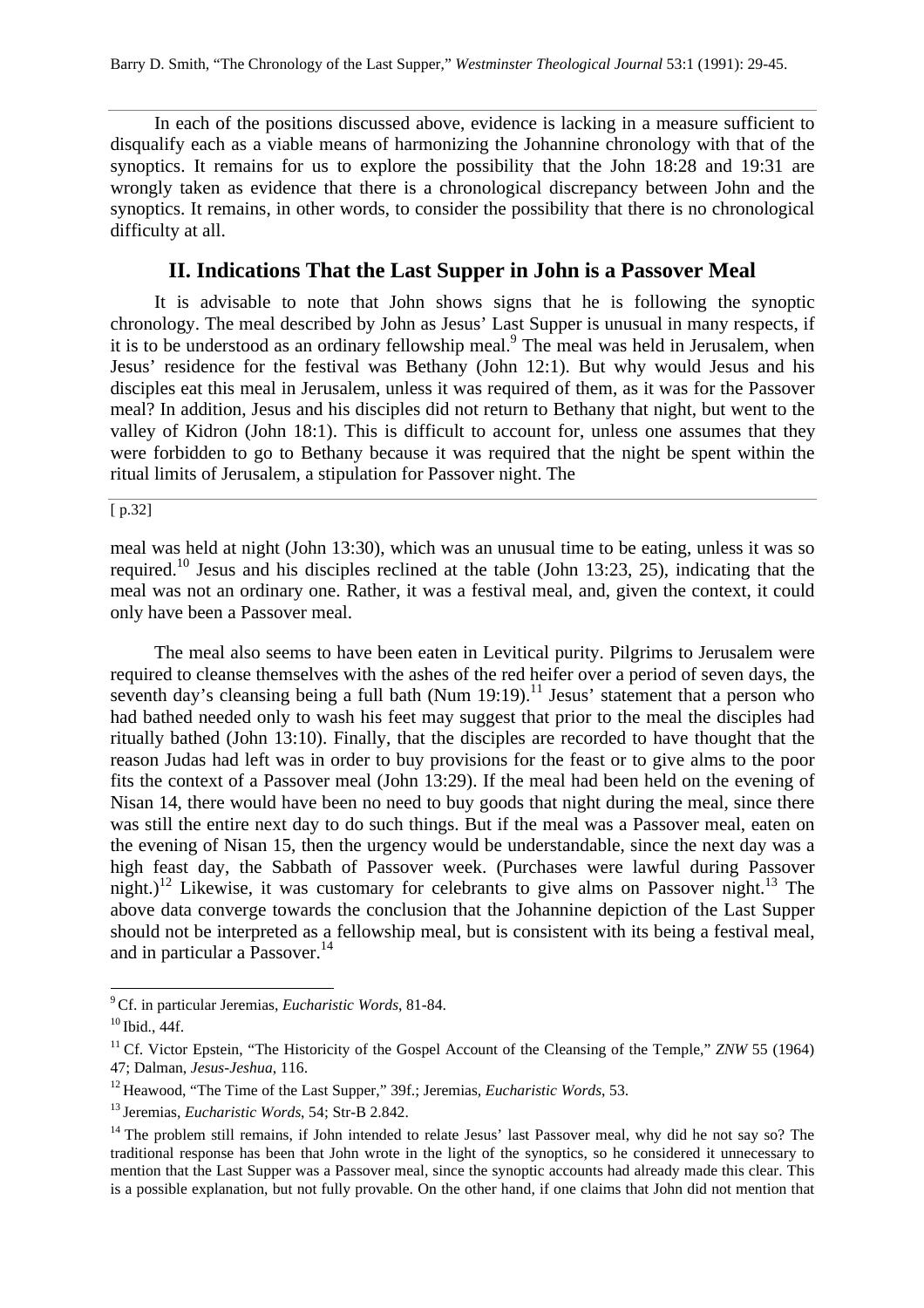In each of the positions discussed above, evidence is lacking in a measure sufficient to disqualify each as a viable means of harmonizing the Johannine chronology with that of the synoptics. It remains for us to explore the possibility that the John 18:28 and 19:31 are wrongly taken as evidence that there is a chronological discrepancy between John and the synoptics. It remains, in other words, to consider the possibility that there is no chronological difficulty at all.

## II. Indications That the Last Supper in John is a Passover Meal

It is advisable to note that John shows signs that he is following the synoptic chronology. The meal described by John as Jesus' Last Supper is unusual in many respects, if it is to be understood as an ordinary fellowship meal.[9] The meal was held in Jerusalem, when Jesus' residence for the festival was Bethany (John 12:1). But why would Jesus and his disciples eat this meal in Jerusalem, unless it was required of them, as it was for the Passover meal? In addition, Jesus and his disciples did not return to Bethany that night, but went to the valley of Kidron (John 18:1). This is difficult to account for, unless one assumes that they were forbidden to go to Bethany because it was required that the night be spent within the ritual limits of Jerusalem, a stipulation for Passover night. The

[ p.32]

meal was held at night (John 13:30), which was an unusual time to be eating, unless it was so required.[10] Jesus and his disciples reclined at the table (John 13:23, 25), indicating that the meal was not an ordinary one. Rather, it was a festival meal, and, given the context, it could only have been a Passover meal.

The meal also seems to have been eaten in Levitical purity. Pilgrims to Jerusalem were required to cleanse themselves with the ashes of the red heifer over a period of seven days, the seventh day's cleansing being a full bath (Num 19:19).[11] Jesus' statement that a person who had bathed needed only to wash his feet may suggest that prior to the meal the disciples had ritually bathed (John 13:10). Finally, that the disciples are recorded to have thought that the reason Judas had left was in order to buy provisions for the feast or to give alms to the poor fits the context of a Passover meal (John 13:29). If the meal had been held on the evening of Nisan 14, there would have been no need to buy goods that night during the meal, since there was still the entire next day to do such things. But if the meal was a Passover meal, eaten on the evening of Nisan 15, then the urgency would be understandable, since the next day was a high feast day, the Sabbath of Passover week. (Purchases were lawful during Passover night.)[12] Likewise, it was customary for celebrants to give alms on Passover night.[13] The above data converge towards the conclusion that the Johannine depiction of the Last Supper should not be interpreted as a fellowship meal, but is consistent with its being a festival meal, and in particular a Passover.[14]

---

[9] Cf. in particular Jeremias, *Eucharistic Words*, 81-84.

[10] Ibid., 44f.

[11] Cf. Victor Epstein, "The Historicity of the Gospel Account of the Cleansing of the Temple," *ZNW* 55 (1964) 47; Dalman, *Jesus-Jeshua*, 116.

[12] Heawood, "The Time of the Last Supper," 39f.; Jeremias, *Eucharistic Words*, 53.

[13] Jeremias, *Eucharistic Words*, 54; Str-B 2.842.

[14] The problem still remains, if John intended to relate Jesus' last Passover meal, why did he not say so? The traditional response has been that John wrote in the light of the synoptics, so he considered it unnecessary to mention that the Last Supper was a Passover meal, since the synoptic accounts had already made this clear. This is a possible explanation, but not fully provable. On the other hand, if one claims that John did not mention that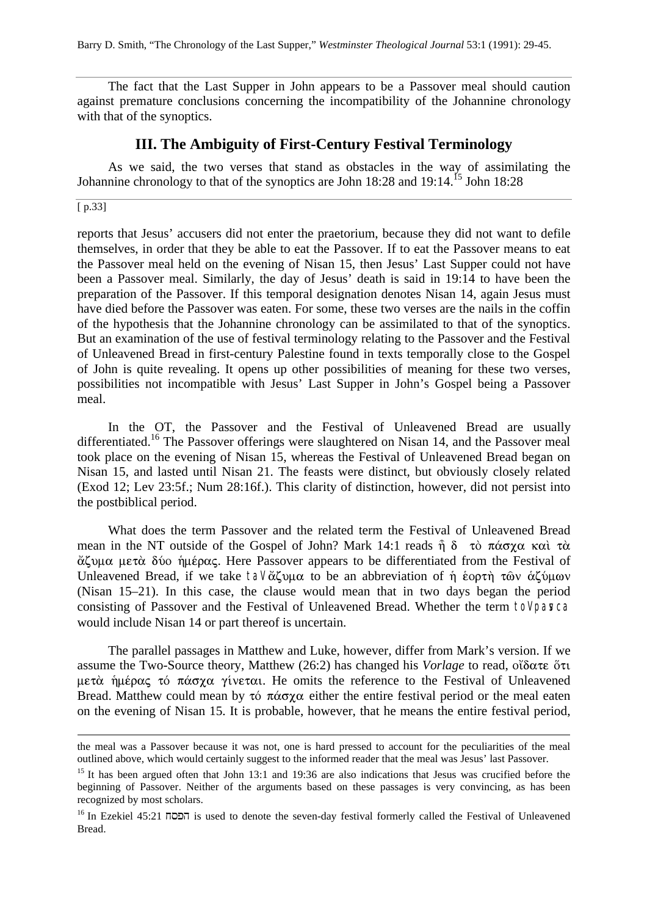The fact that the Last Supper in John appears to be a Passover meal should caution against premature conclusions concerning the incompatibility of the Johannine chronology with that of the synoptics.

## III. The Ambiguity of First-Century Festival Terminology

As we said, the two verses that stand as obstacles in the way of assimilating the Johannine chronology to that of the synoptics are John 18:28 and 19:14.[15] John 18:28

[ p.33]

reports that Jesus' accusers did not enter the praetorium, because they did not want to defile themselves, in order that they be able to eat the Passover. If to eat the Passover means to eat the Passover meal held on the evening of Nisan 15, then Jesus' Last Supper could not have been a Passover meal. Similarly, the day of Jesus' death is said in 19:14 to have been the preparation of the Passover. If this temporal designation denotes Nisan 14, again Jesus must have died before the Passover was eaten. For some, these two verses are the nails in the coffin of the hypothesis that the Johannine chronology can be assimilated to that of the synoptics. But an examination of the use of festival terminology relating to the Passover and the Festival of Unleavened Bread in first-century Palestine found in texts temporally close to the Gospel of John is quite revealing. It opens up other possibilities of meaning for these two verses, possibilities not incompatible with Jesus' Last Supper in John's Gospel being a Passover meal.

In the OT, the Passover and the Festival of Unleavened Bread are usually differentiated.[16] The Passover offerings were slaughtered on Nisan 14, and the Passover meal took place on the evening of Nisan 15, whereas the Festival of Unleavened Bread began on Nisan 15, and lasted until Nisan 21. The feasts were distinct, but obviously closely related (Exod 12; Lev 23:5f.; Num 28:16f.). This clarity of distinction, however, did not persist into the postbiblical period.

What does the term Passover and the related term the Festival of Unleavened Bread mean in the NT outside of the Gospel of John? Mark 14:1 reads ἦ δ τὸ πάσχα καὶ τὰ ἄζυμα μετὰ δύο ἡμέρας. Here Passover appears to be differentiated from the Festival of Unleavened Bread, if we take τὰ ἄζυμα to be an abbreviation of ἡ ἑορτὴ τῶν ἀζύμων (Nisan 15–21). In this case, the clause would mean that in two days began the period consisting of Passover and the Festival of Unleavened Bread. Whether the term τὸ πάσχα would include Nisan 14 or part thereof is uncertain.

The parallel passages in Matthew and Luke, however, differ from Mark's version. If we assume the Two-Source theory, Matthew (26:2) has changed his *Vorlage* to read, οἴδατε ὅτι μετὰ ἡμέρας τό πάσχα γίνεται. He omits the reference to the Festival of Unleavened Bread. Matthew could mean by τό πάσχα either the entire festival period or the meal eaten on the evening of Nisan 15. It is probable, however, that he means the entire festival period,

---

the meal was a Passover because it was not, one is hard pressed to account for the peculiarities of the meal outlined above, which would certainly suggest to the informed reader that the meal was Jesus' last Passover.

[15] It has been argued often that John 13:1 and 19:36 are also indications that Jesus was crucified before the beginning of Passover. Neither of the arguments based on these passages is very convincing, as has been recognized by most scholars.

[16] In Ezekiel 45:21 הפסח is used to denote the seven-day festival formerly called the Festival of Unleavened Bread.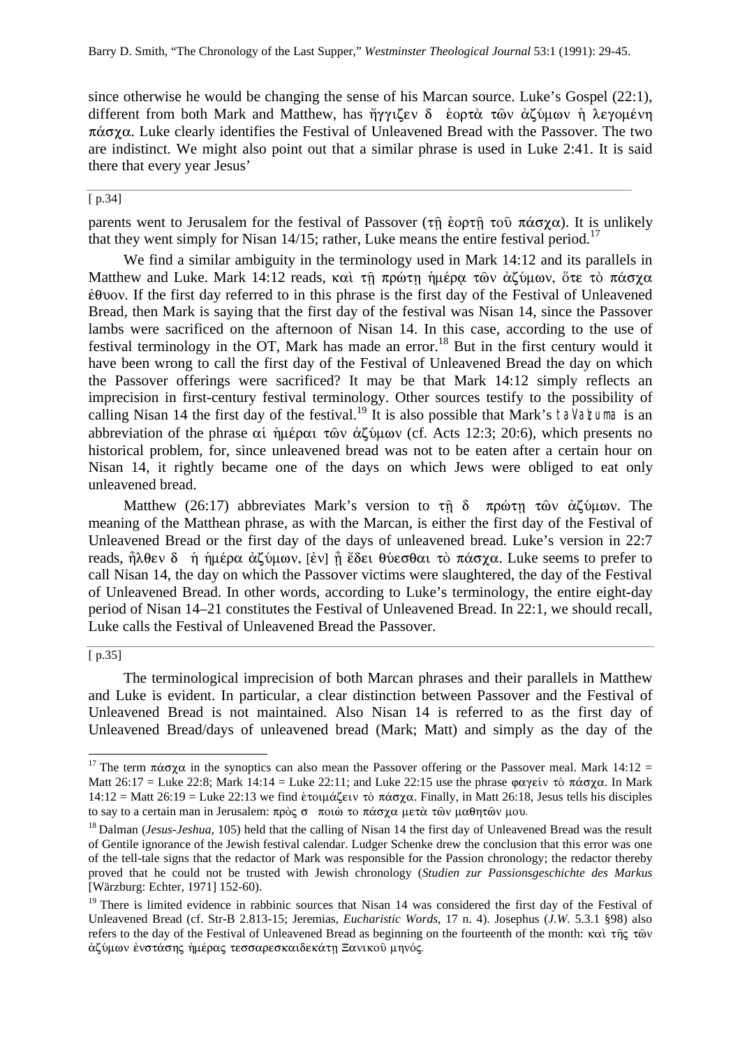since otherwise he would be changing the sense of his Marcan source. Luke's Gospel (22:1), different from both Mark and Matthew, has ἤγγιζεν δὲ ἑορτὰ τῶν ἀζύμων ἡ λεγομένη πάσχα. Luke clearly identifies the Festival of Unleavened Bread with the Passover. The two are indistinct. We might also point out that a similar phrase is used in Luke 2:41. It is said there that every year Jesus'

[ p.34]

parents went to Jerusalem for the festival of Passover (τῇ ἑορτῇ τοῦ πάσχα). It is unlikely that they went simply for Nisan 14/15; rather, Luke means the entire festival period.[17]

We find a similar ambiguity in the terminology used in Mark 14:12 and its parallels in Matthew and Luke. Mark 14:12 reads, καὶ τῇ πρώτῃ ἡμέρᾳ τῶν ἀζύμων, ὅτε τὸ πάσχα ἔθυον. If the first day referred to in this phrase is the first day of the Festival of Unleavened Bread, then Mark is saying that the first day of the festival was Nisan 14, since the Passover lambs were sacrificed on the afternoon of Nisan 14. In this case, according to the use of festival terminology in the OT, Mark has made an error.[18] But in the first century would it have been wrong to call the first day of the Festival of Unleavened Bread the day on which the Passover offerings were sacrificed? It may be that Mark 14:12 simply reflects an imprecision in first-century festival terminology. Other sources testify to the possibility of calling Nisan 14 the first day of the festival.[19] It is also possible that Mark's τὰ ἄζυμα is an abbreviation of the phrase αἱ ἡμέραι τῶν ἀζύμων (cf. Acts 12:3; 20:6), which presents no historical problem, for, since unleavened bread was not to be eaten after a certain hour on Nisan 14, it rightly became one of the days on which Jews were obliged to eat only unleavened bread.

Matthew (26:17) abbreviates Mark's version to τῇ δὲ πρώτῃ τῶν ἀζύμων. The meaning of the Matthean phrase, as with the Marcan, is either the first day of the Festival of Unleavened Bread or the first day of the days of unleavened bread. Luke's version in 22:7 reads, ἦλθεν δὲ ἡ ἡμέρα ἀζύμων, [ἐν] ᾗ ἔδει θύεσθαι τὸ πάσχα. Luke seems to prefer to call Nisan 14, the day on which the Passover victims were slaughtered, the day of the Festival of Unleavened Bread. In other words, according to Luke's terminology, the entire eight-day period of Nisan 14–21 constitutes the Festival of Unleavened Bread. In 22:1, we should recall, Luke calls the Festival of Unleavened Bread the Passover.

[ p.35]

The terminological imprecision of both Marcan phrases and their parallels in Matthew and Luke is evident. In particular, a clear distinction between Passover and the Festival of Unleavened Bread is not maintained. Also Nisan 14 is referred to as the first day of Unleavened Bread/days of unleavened bread (Mark; Matt) and simply as the day of the

---

[17] The term πάσχα in the synoptics can also mean the Passover offering or the Passover meal. Mark 14:12 = Matt 26:17 = Luke 22:8; Mark 14:14 = Luke 22:11; and Luke 22:15 use the phrase φαγεῖν τὸ πάσχα. In Mark 14:12 = Matt 26:19 = Luke 22:13 we find ἑτοιμάζειν τὸ πάσχα. Finally, in Matt 26:18, Jesus tells his disciples to say to a certain man in Jerusalem: πρὸς σὲ ποιῶ το πάσχα μετὰ τῶν μαθητῶν μου.

[18] Dalman (*Jesus-Jeshua*, 105) held that the calling of Nisan 14 the first day of Unleavened Bread was the result of Gentile ignorance of the Jewish festival calendar. Ludger Schenke drew the conclusion that this error was one of the tell-tale signs that the redactor of Mark was responsible for the Passion chronology; the redactor thereby proved that he could not be trusted with Jewish chronology (*Studien zur Passionsgeschichte des Markus* [Wärzburg: Echter, 1971] 152-60).

[19] There is limited evidence in rabbinic sources that Nisan 14 was considered the first day of the Festival of Unleavened Bread (cf. Str-B 2.813-15; Jeremias, *Eucharistic Words*, 17 n. 4). Josephus (*J.W.* 5.3.1 §98) also refers to the day of the Festival of Unleavened Bread as beginning on the fourteenth of the month: καὶ τῆς τῶν ἀζύμων ἐνστάσης ἡμέρας τεσσαρεσκαιδεκάτῃ Ξανικοῦ μηνός.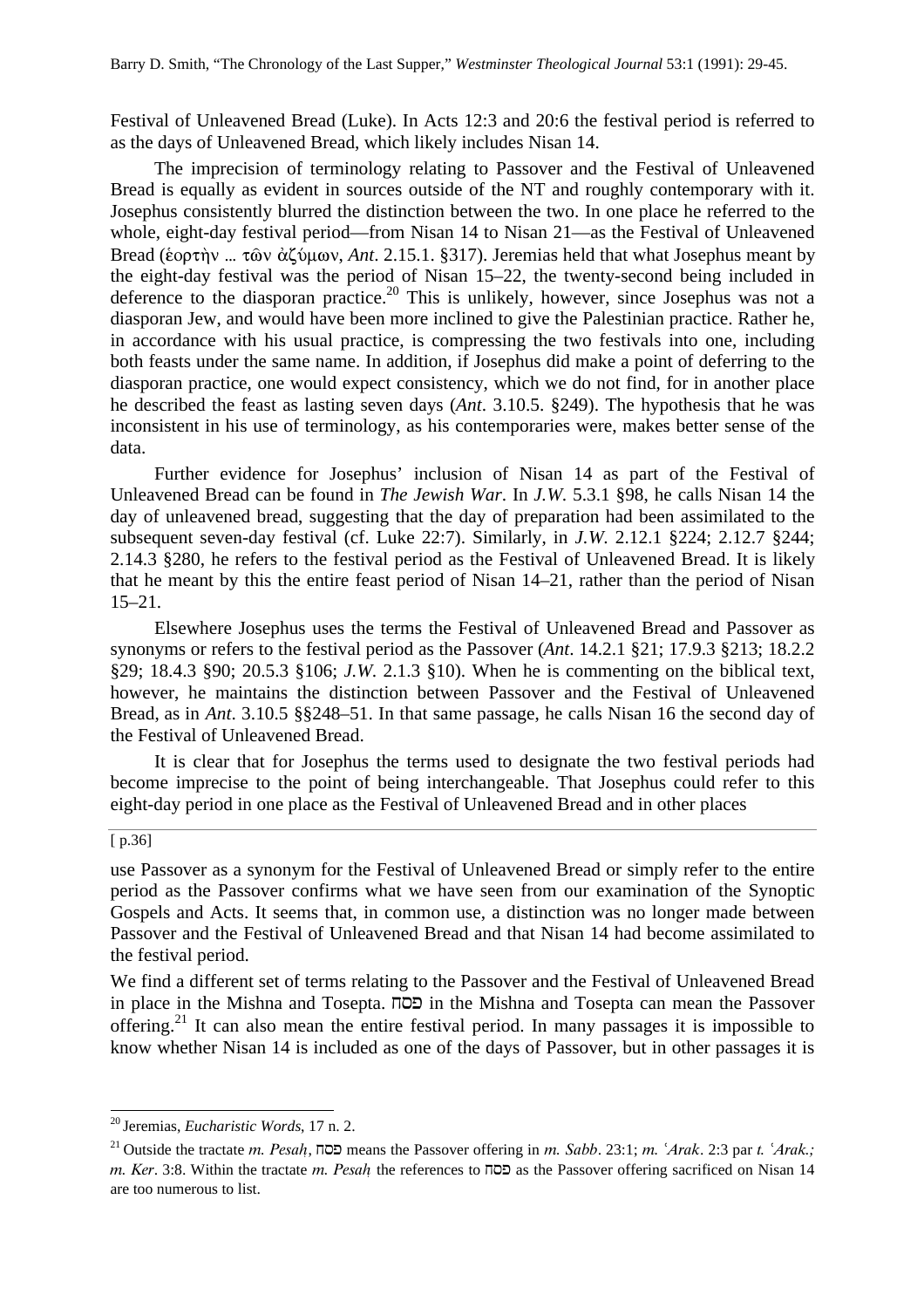Festival of Unleavened Bread (Luke). In Acts 12:3 and 20:6 the festival period is referred to as the days of Unleavened Bread, which likely includes Nisan 14.

The imprecision of terminology relating to Passover and the Festival of Unleavened Bread is equally as evident in sources outside of the NT and roughly contemporary with it. Josephus consistently blurred the distinction between the two. In one place he referred to the whole, eight-day festival period—from Nisan 14 to Nisan 21—as the Festival of Unleavened Bread (ἑορτὴν … τῶν ἀζύμων, *Ant*. 2.15.1. §317). Jeremias held that what Josephus meant by the eight-day festival was the period of Nisan 15–22, the twenty-second being included in deference to the diasporan practice.[20] This is unlikely, however, since Josephus was not a diasporan Jew, and would have been more inclined to give the Palestinian practice. Rather he, in accordance with his usual practice, is compressing the two festivals into one, including both feasts under the same name. In addition, if Josephus did make a point of deferring to the diasporan practice, one would expect consistency, which we do not find, for in another place he described the feast as lasting seven days (*Ant*. 3.10.5. §249). The hypothesis that he was inconsistent in his use of terminology, as his contemporaries were, makes better sense of the data.

Further evidence for Josephus' inclusion of Nisan 14 as part of the Festival of Unleavened Bread can be found in *The Jewish War*. In *J.W.* 5.3.1 §98, he calls Nisan 14 the day of unleavened bread, suggesting that the day of preparation had been assimilated to the subsequent seven-day festival (cf. Luke 22:7). Similarly, in *J.W.* 2.12.1 §224; 2.12.7 §244; 2.14.3 §280, he refers to the festival period as the Festival of Unleavened Bread. It is likely that he meant by this the entire feast period of Nisan 14–21, rather than the period of Nisan 15–21.

Elsewhere Josephus uses the terms the Festival of Unleavened Bread and Passover as synonyms or refers to the festival period as the Passover (*Ant*. 14.2.1 §21; 17.9.3 §213; 18.2.2 §29; 18.4.3 §90; 20.5.3 §106; *J.W.* 2.1.3 §10). When he is commenting on the biblical text, however, he maintains the distinction between Passover and the Festival of Unleavened Bread, as in *Ant*. 3.10.5 §§248–51. In that same passage, he calls Nisan 16 the second day of the Festival of Unleavened Bread.

It is clear that for Josephus the terms used to designate the two festival periods had become imprecise to the point of being interchangeable. That Josephus could refer to this eight-day period in one place as the Festival of Unleavened Bread and in other places

[ p.36]

use Passover as a synonym for the Festival of Unleavened Bread or simply refer to the entire period as the Passover confirms what we have seen from our examination of the Synoptic Gospels and Acts. It seems that, in common use, a distinction was no longer made between Passover and the Festival of Unleavened Bread and that Nisan 14 had become assimilated to the festival period.

We find a different set of terms relating to the Passover and the Festival of Unleavened Bread in place in the Mishna and Tosepta. פסח in the Mishna and Tosepta can mean the Passover offering.[21] It can also mean the entire festival period. In many passages it is impossible to know whether Nisan 14 is included as one of the days of Passover, but in other passages it is

---

[20] Jeremias, *Eucharistic Words*, 17 n. 2.

[21] Outside the tractate *m. Pesaḥ*, פסח means the Passover offering in *m. Sabb*. 23:1; *m.* ʿ*Arak*. 2:3 par *t.* ʿ*Arak.; m. Ker*. 3:8. Within the tractate *m. Pesaḥ* the references to פסח as the Passover offering sacrificed on Nisan 14 are too numerous to list.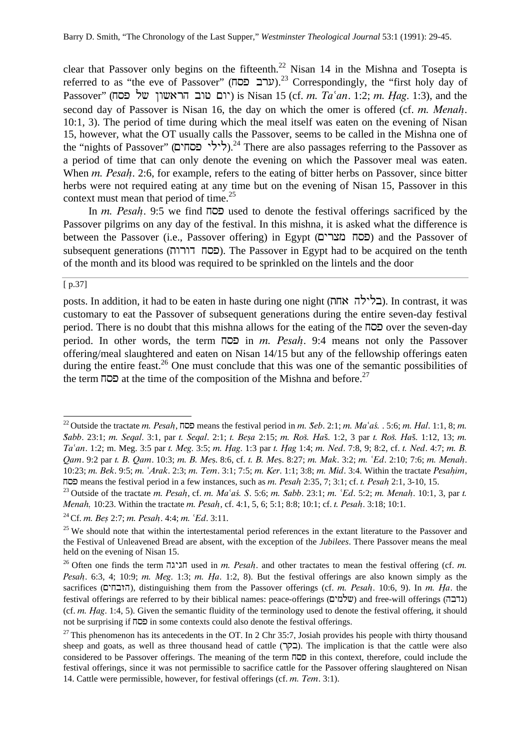clear that Passover only begins on the fifteenth.[22] Nisan 14 in the Mishna and Tosepta is referred to as "the eve of Passover" (ערב פסח).[23] Correspondingly, the "first holy day of Passover" (יום טוב הראשון של פסח) is Nisan 15 (cf. *m. Taʿan*. 1:2; *m. Ḥag*. 1:3), and the second day of Passover is Nisan 16, the day on which the omer is offered (cf. *m. Menaḥ*. 10:1, 3). The period of time during which the meal itself was eaten on the evening of Nisan 15, however, what the OT usually calls the Passover, seems to be called in the Mishna one of the "nights of Passover" (לילי פסחים).[24] There are also passages referring to the Passover as a period of time that can only denote the evening on which the Passover meal was eaten. When *m. Pesaḥ*. 2:6, for example, refers to the eating of bitter herbs on Passover, since bitter herbs were not required eating at any time but on the evening of Nisan 15, Passover in this context must mean that period of time.[25]

In *m. Pesaḥ*. 9:5 we find פסח used to denote the festival offerings sacrificed by the Passover pilgrims on any day of the festival. In this mishna, it is asked what the difference is between the Passover (i.e., Passover offering) in Egypt (פסח מצרים) and the Passover of subsequent generations (פסח דורות). The Passover in Egypt had to be acquired on the tenth of the month and its blood was required to be sprinkled on the lintels and the door

[ p.37]

posts. In addition, it had to be eaten in haste during one night (בלילה אחת). In contrast, it was customary to eat the Passover of subsequent generations during the entire seven-day festival period. There is no doubt that this mishna allows for the eating of the פסח over the seven-day period. In other words, the term פסח in *m. Pesaḥ*. 9:4 means not only the Passover offering/meal slaughtered and eaten on Nisan 14/15 but any of the fellowship offerings eaten during the entire feast.[26] One must conclude that this was one of the semantic possibilities of the term פסח at the time of the composition of the Mishna and before.[27]

---

[22] Outside the tractate *m. Pesaḥ*, פסח means the festival period in *m. Šeb*. 2:1; *m. Maʿaś*. . 5:6; *m. Hal*. 1:1, 8; *m. Šabb*. 23:1; *m. Seqal*. 3:1, par *t. Seqal*. 2:1; *t. Beṣa* 2:15; *m. Roš. Haš*. 1:2, 3 par *t. Roš. Haš*. 1:12, 13; *m. Taʿan*. 1:2; m. Meg. 3:5 par *t. Meg*. 3:5; *m. Ḥag*. 1:3 par *t. Ḥag* 1:4; *m. Ned*. 7:8, 9; 8:2, cf. *t. Ned*. 4:7; *m. B. Qam*. 9:2 par *t. B. Qam*. 10:3; *m. B. Meṣ*. 8:6, cf. *t. B. Meṣ*. 8:27; *m. Mak*. 3:2; *m. ʿEd*. 2:10; 7:6; *m. Menaḥ*. 10:23; *m. Bek*. 9:5; *m. ʿArak*. 2:3; *m. Tem*. 3:1; 7:5; *m. Ker*. 1:1; 3:8; *m. Mid*. 3:4. Within the tractate *Pesaḥim*, פסח means the festival period in a few instances, such as *m. Pesaḥ* 2:35, 7; 3:1; cf. *t. Pesaḥ* 2:1, 3-10, 15.

[23] Outside of the tractate *m. Pesaḥ*, cf. *m. Maʿaś. S*. 5:6; *m. Šabb*. 23:1; *m. ʿEd*. 5:2; *m. Menaḥ*. 10:1, 3, par *t. Menaḥ*. 10:23. Within the tractate *m. Pesaḥ*, cf. 4:1, 5, 6; 5:1; 8:8; 10:1; cf. *t. Pesaḥ*. 3:18; 10:1.

[24] Cf. *m. Beṣ* 2:7; *m. Pesaḥ*. 4:4; *m. ʿEd*. 3:11.

[25] We should note that within the intertestamental period references in the extant literature to the Passover and the Festival of Unleavened Bread are absent, with the exception of the *Jubilees*. There Passover means the meal held on the evening of Nisan 15.

[26] Often one finds the term חגיגה used in *m. Pesaḥ*. and other tractates to mean the festival offering (cf. *m. Pesaḥ*. 6:3, 4; 10:9; *m. Meg*. 1:3; *m. Ḥa*. 1:2, 8). But the festival offerings are also known simply as the sacrifices (הזבחים), distinguishing them from the Passover offerings (cf. *m. Pesaḥ*. 10:6, 9). In *m. Ḥa*. the festival offerings are referred to by their biblical names: peace-offerings (שלמים) and free-will offerings (נדבה) (cf. *m. Ḥag*. 1:4, 5). Given the semantic fluidity of the terminology used to denote the festival offering, it should not be surprising if פסח in some contexts could also denote the festival offerings.

[27] This phenomenon has its antecedents in the OT. In 2 Chr 35:7, Josiah provides his people with thirty thousand sheep and goats, as well as three thousand head of cattle (בקר). The implication is that the cattle were also considered to be Passover offerings. The meaning of the term פסח in this context, therefore, could include the festival offerings, since it was not permissible to sacrifice cattle for the Passover offering slaughtered on Nisan 14. Cattle were permissible, however, for festival offerings (cf. *m. Tem*. 3:1).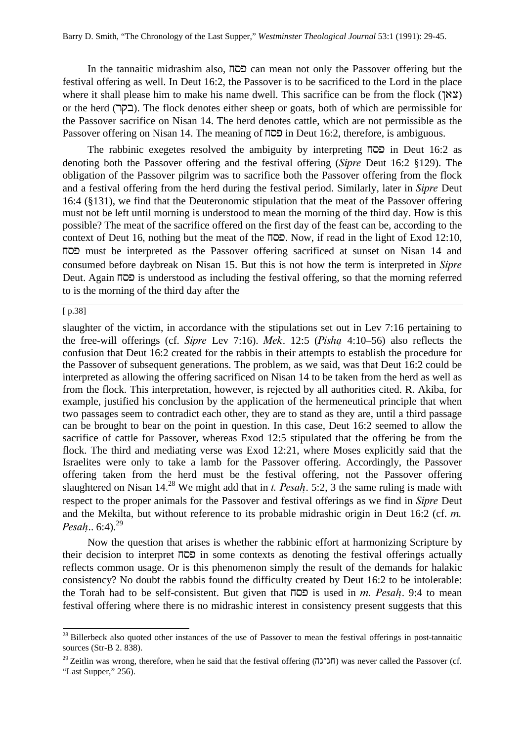In the tannaitic midrashim also, פסח can mean not only the Passover offering but the festival offering as well. In Deut 16:2, the Passover is to be sacrificed to the Lord in the place where it shall please him to make his name dwell. This sacrifice can be from the flock (צאן) or the herd (בקר). The flock denotes either sheep or goats, both of which are permissible for the Passover sacrifice on Nisan 14. The herd denotes cattle, which are not permissible as the Passover offering on Nisan 14. The meaning of פסח in Deut 16:2, therefore, is ambiguous.

The rabbinic exegetes resolved the ambiguity by interpreting פסח in Deut 16:2 as denoting both the Passover offering and the festival offering (*Sipre* Deut 16:2 §129). The obligation of the Passover pilgrim was to sacrifice both the Passover offering from the flock and a festival offering from the herd during the festival period. Similarly, later in *Sipre* Deut 16:4 (§131), we find that the Deuteronomic stipulation that the meat of the Passover offering must not be left until morning is understood to mean the morning of the third day. How is this possible? The meat of the sacrifice offered on the first day of the feast can be, according to the context of Deut 16, nothing but the meat of the פסח. Now, if read in the light of Exod 12:10, פסח must be interpreted as the Passover offering sacrificed at sunset on Nisan 14 and consumed before daybreak on Nisan 15. But this is not how the term is interpreted in *Sipre* Deut. Again פסח is understood as including the festival offering, so that the morning referred to is the morning of the third day after the

[ p.38]

slaughter of the victim, in accordance with the stipulations set out in Lev 7:16 pertaining to the free-will offerings (cf. *Sipre* Lev 7:16). *Mek*. 12:5 (*Pisḥa* 4:10–56) also reflects the confusion that Deut 16:2 created for the rabbis in their attempts to establish the procedure for the Passover of subsequent generations. The problem, as we said, was that Deut 16:2 could be interpreted as allowing the offering sacrificed on Nisan 14 to be taken from the herd as well as from the flock. This interpretation, however, is rejected by all authorities cited. R. Akiba, for example, justified his conclusion by the application of the hermeneutical principle that when two passages seem to contradict each other, they are to stand as they are, until a third passage can be brought to bear on the point in question. In this case, Deut 16:2 seemed to allow the sacrifice of cattle for Passover, whereas Exod 12:5 stipulated that the offering be from the flock. The third and mediating verse was Exod 12:21, where Moses explicitly said that the Israelites were only to take a lamb for the Passover offering. Accordingly, the Passover offering taken from the herd must be the festival offering, not the Passover offering slaughtered on Nisan 14.[28] We might add that in *t. Pesaḥ*. 5:2, 3 the same ruling is made with respect to the proper animals for the Passover and festival offerings as we find in *Sipre* Deut and the Mekilta, but without reference to its probable midrashic origin in Deut 16:2 (cf. *m. Pesaḥ*.. 6:4).[29]

Now the question that arises is whether the rabbinic effort at harmonizing Scripture by their decision to interpret פסח in some contexts as denoting the festival offerings actually reflects common usage. Or is this phenomenon simply the result of the demands for halakic consistency? No doubt the rabbis found the difficulty created by Deut 16:2 to be intolerable: the Torah had to be self-consistent. But given that פסח is used in *m. Pesaḥ*. 9:4 to mean festival offering where there is no midrashic interest in consistency present suggests that this

---

[28] Billerbeck also quoted other instances of the use of Passover to mean the festival offerings in post-tannaitic sources (Str-B 2. 838).

[29] Zeitlin was wrong, therefore, when he said that the festival offering (חגיגה) was never called the Passover (cf. "Last Supper," 256).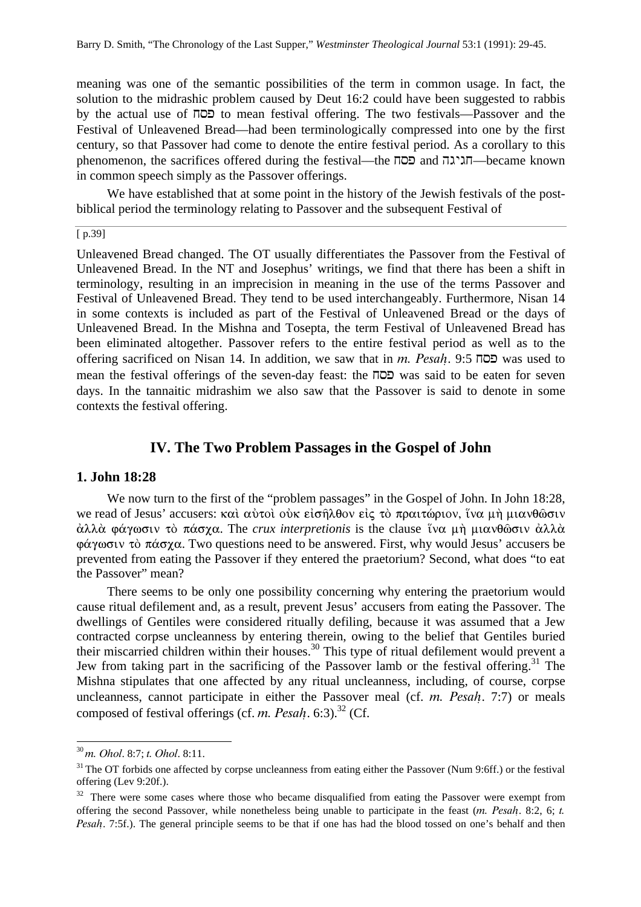meaning was one of the semantic possibilities of the term in common usage. In fact, the solution to the midrashic problem caused by Deut 16:2 could have been suggested to rabbis by the actual use of פסח to mean festival offering. The two festivals—Passover and the Festival of Unleavened Bread—had been terminologically compressed into one by the first century, so that Passover had come to denote the entire festival period. As a corollary to this phenomenon, the sacrifices offered during the festival—the פסח and חגיגה—became known in common speech simply as the Passover offerings.

We have established that at some point in the history of the Jewish festivals of the post-biblical period the terminology relating to Passover and the subsequent Festival of

[ p.39]

Unleavened Bread changed. The OT usually differentiates the Passover from the Festival of Unleavened Bread. In the NT and Josephus' writings, we find that there has been a shift in terminology, resulting in an imprecision in meaning in the use of the terms Passover and Festival of Unleavened Bread. They tend to be used interchangeably. Furthermore, Nisan 14 in some contexts is included as part of the Festival of Unleavened Bread or the days of Unleavened Bread. In the Mishna and Tosepta, the term Festival of Unleavened Bread has been eliminated altogether. Passover refers to the entire festival period as well as to the offering sacrificed on Nisan 14. In addition, we saw that in *m. Pesaḥ*. 9:5 פסח was used to mean the festival offerings of the seven-day feast: the פסח was said to be eaten for seven days. In the tannaitic midrashim we also saw that the Passover is said to denote in some contexts the festival offering.

## IV. The Two Problem Passages in the Gospel of John

### 1. John 18:28

We now turn to the first of the "problem passages" in the Gospel of John. In John 18:28, we read of Jesus' accusers: καὶ αὐτοὶ οὐκ εἰσῆλθον εἰς τὸ πραιτώριον, ἵνα μὴ μιανθῶσιν ἀλλὰ φάγωσιν τὸ πάσχα. The *crux interpretionis* is the clause ἵνα μὴ μιανθῶσιν ἀλλὰ φάγωσιν τὸ πάσχα. Two questions need to be answered. First, why would Jesus' accusers be prevented from eating the Passover if they entered the praetorium? Second, what does "to eat the Passover" mean?

There seems to be only one possibility concerning why entering the praetorium would cause ritual defilement and, as a result, prevent Jesus' accusers from eating the Passover. The dwellings of Gentiles were considered ritually defiling, because it was assumed that a Jew contracted corpse uncleanness by entering therein, owing to the belief that Gentiles buried their miscarried children within their houses.[30] This type of ritual defilement would prevent a Jew from taking part in the sacrificing of the Passover lamb or the festival offering.[31] The Mishna stipulates that one affected by any ritual uncleanness, including, of course, corpse uncleanness, cannot participate in either the Passover meal (cf. *m. Pesaḥ*. 7:7) or meals composed of festival offerings (cf. *m. Pesaḥ*. 6:3).[32] (Cf.

---

[30] *m. Ohol*. 8:7; *t. Ohol*. 8:11.

[31] The OT forbids one affected by corpse uncleanness from eating either the Passover (Num 9:6ff.) or the festival offering (Lev 9:20f.).

[32] There were some cases where those who became disqualified from eating the Passover were exempt from offering the second Passover, while nonetheless being unable to participate in the feast (*m. Pesaḥ*. 8:2, 6; *t. Pesaḥ*. 7:5f.). The general principle seems to be that if one has had the blood tossed on one's behalf and then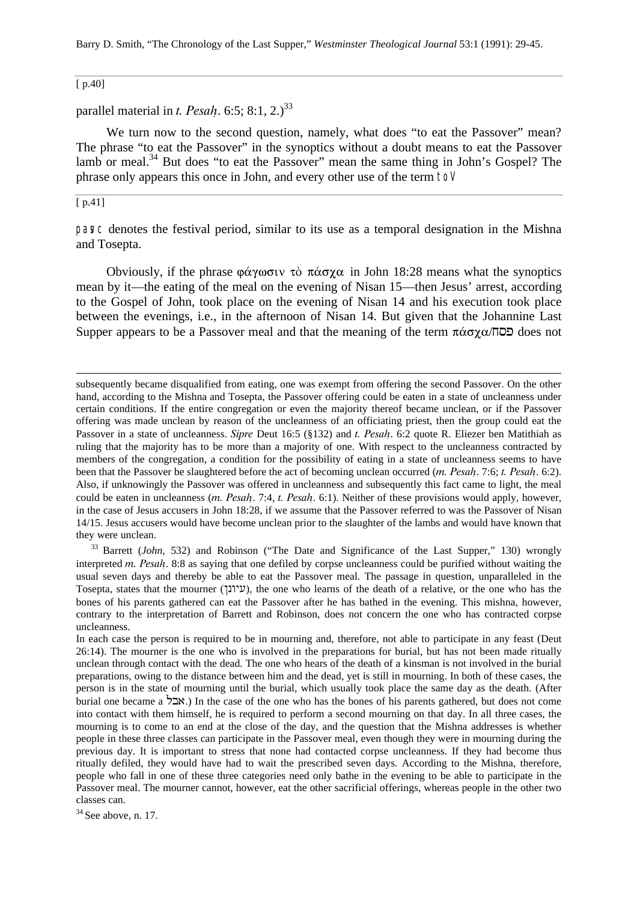[ p.40]

parallel material in *t. Pesaḥ*. 6:5; 8:1, 2.)[33]

We turn now to the second question, namely, what does "to eat the Passover" mean? The phrase "to eat the Passover" in the synoptics without a doubt means to eat the Passover lamb or meal.[34] But does "to eat the Passover" mean the same thing in John's Gospel? The phrase only appears this once in John, and every other use of the term toV

[ p.41]

pasc denotes the festival period, similar to its use as a temporal designation in the Mishna and Tosepta.

Obviously, if the phrase φάγωσιν τὸ πάσχα in John 18:28 means what the synoptics mean by it—the eating of the meal on the evening of Nisan 15—then Jesus' arrest, according to the Gospel of John, took place on the evening of Nisan 14 and his execution took place between the evenings, i.e., in the afternoon of Nisan 14. But given that the Johannine Last Supper appears to be a Passover meal and that the meaning of the term πάσχα/פסח does not

---

subsequently became disqualified from eating, one was exempt from offering the second Passover. On the other hand, according to the Mishna and Tosepta, the Passover offering could be eaten in a state of uncleanness under certain conditions. If the entire congregation or even the majority thereof became unclean, or if the Passover offering was made unclean by reason of the uncleanness of an officiating priest, then the group could eat the Passover in a state of uncleanness. *Sipre* Deut 16:5 (§132) and *t. Pesaḥ*. 6:2 quote R. Eliezer ben Matithiah as ruling that the majority has to be more than a majority of one. With respect to the uncleanness contracted by members of the congregation, a condition for the possibility of eating in a state of uncleanness seems to have been that the Passover be slaughtered before the act of becoming unclean occurred (*m. Pesaḥ*. 7:6; *t. Pesaḥ*. 6:2). Also, if unknowingly the Passover was offered in uncleanness and subsequently this fact came to light, the meal could be eaten in uncleanness (*m. Pesaḥ*. 7:4, *t. Pesaḥ*. 6:1). Neither of these provisions would apply, however, in the case of Jesus accusers in John 18:28, if we assume that the Passover referred to was the Passover of Nisan 14/15. Jesus accusers would have become unclean prior to the slaughter of the lambs and would have known that they were unclean.

[33] Barrett (*John*, 532) and Robinson ("The Date and Significance of the Last Supper," 130) wrongly interpreted *m. Pesaḥ*. 8:8 as saying that one defiled by corpse uncleanness could be purified without waiting the usual seven days and thereby be able to eat the Passover meal. The passage in question, unparalleled in the Tosepta, states that the mourner (עיונן), the one who learns of the death of a relative, or the one who has the bones of his parents gathered can eat the Passover after he has bathed in the evening. This mishna, however, contrary to the interpretation of Barrett and Robinson, does not concern the one who has contracted corpse uncleanness.

In each case the person is required to be in mourning and, therefore, not able to participate in any feast (Deut 26:14). The mourner is the one who is involved in the preparations for burial, but has not been made ritually unclean through contact with the dead. The one who hears of the death of a kinsman is not involved in the burial preparations, owing to the distance between him and the dead, yet is still in mourning. In both of these cases, the person is in the state of mourning until the burial, which usually took place the same day as the death. (After burial one became a אבל.) In the case of the one who has the bones of his parents gathered, but does not come into contact with them himself, he is required to perform a second mourning on that day. In all three cases, the mourning is to come to an end at the close of the day, and the question that the Mishna addresses is whether people in these three classes can participate in the Passover meal, even though they were in mourning during the previous day. It is important to stress that none had contacted corpse uncleanness. If they had become thus ritually defiled, they would have had to wait the prescribed seven days. According to the Mishna, therefore, people who fall in one of these three categories need only bathe in the evening to be able to participate in the Passover meal. The mourner cannot, however, eat the other sacrificial offerings, whereas people in the other two classes can.

[34] See above, n. 17.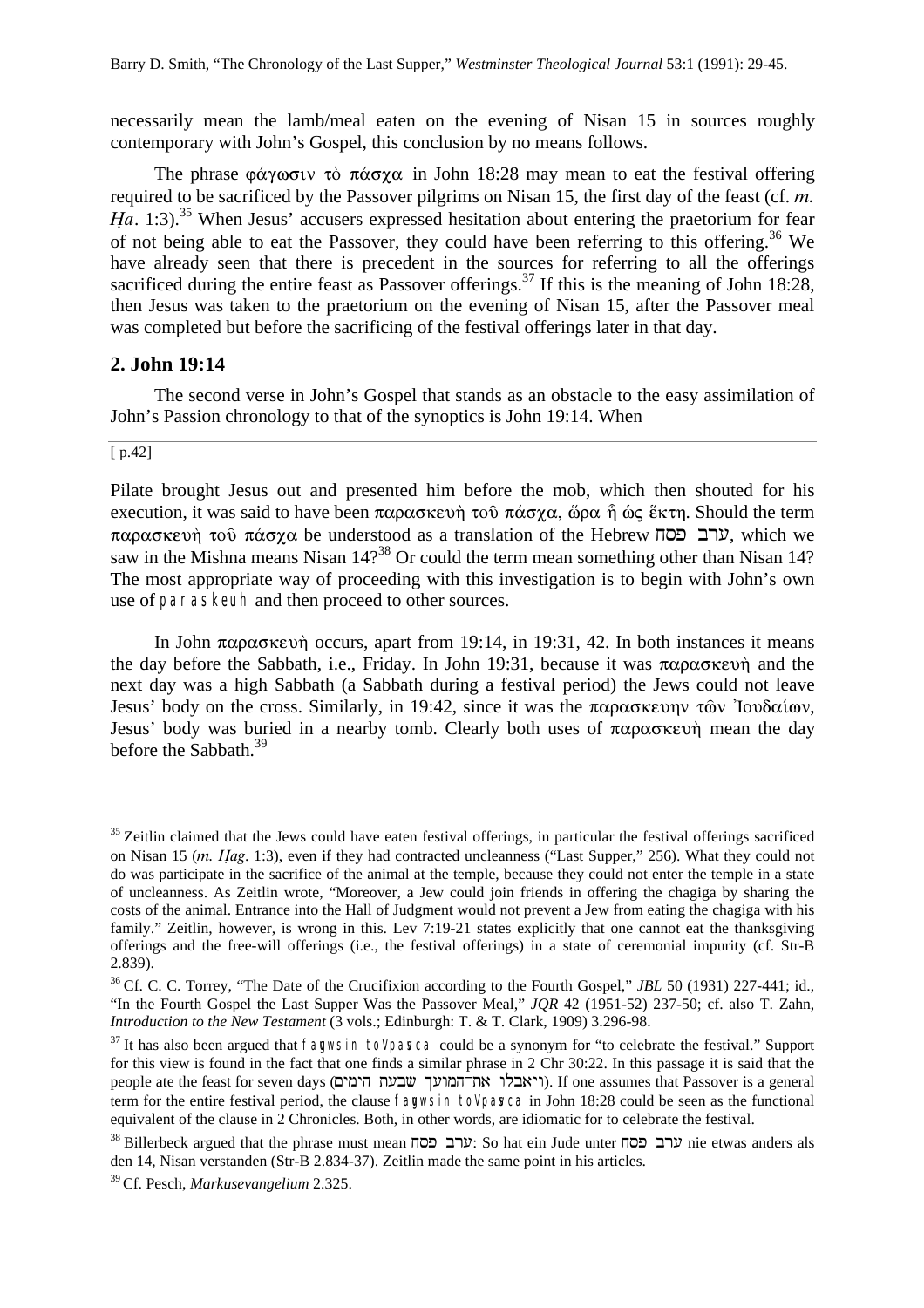necessarily mean the lamb/meal eaten on the evening of Nisan 15 in sources roughly contemporary with John's Gospel, this conclusion by no means follows.

The phrase φάγωσιν τὸ πάσχα in John 18:28 may mean to eat the festival offering required to be sacrificed by the Passover pilgrims on Nisan 15, the first day of the feast (cf. *m. Ḥa*. 1:3).[35] When Jesus' accusers expressed hesitation about entering the praetorium for fear of not being able to eat the Passover, they could have been referring to this offering.[36] We have already seen that there is precedent in the sources for referring to all the offerings sacrificed during the entire feast as Passover offerings.[37] If this is the meaning of John 18:28, then Jesus was taken to the praetorium on the evening of Nisan 15, after the Passover meal was completed but before the sacrificing of the festival offerings later in that day.

## 2. John 19:14

The second verse in John's Gospel that stands as an obstacle to the easy assimilation of John's Passion chronology to that of the synoptics is John 19:14. When

[ p.42]

Pilate brought Jesus out and presented him before the mob, which then shouted for his execution, it was said to have been παρασκευὴ τοῦ πάσχα, ὥρα ἦ ὡς ἕκτη. Should the term παρασκευὴ τοῦ πάσχα be understood as a translation of the Hebrew ערב פסח, which we saw in the Mishna means Nisan 14?[38] Or could the term mean something other than Nisan 14? The most appropriate way of proceeding with this investigation is to begin with John's own use of παρασκευή and then proceed to other sources.

In John παρασκευὴ occurs, apart from 19:14, in 19:31, 42. In both instances it means the day before the Sabbath, i.e., Friday. In John 19:31, because it was παρασκευὴ and the next day was a high Sabbath (a Sabbath during a festival period) the Jews could not leave Jesus' body on the cross. Similarly, in 19:42, since it was the παρασκευην τῶν Ἰουδαίων, Jesus' body was buried in a nearby tomb. Clearly both uses of παρασκευὴ mean the day before the Sabbath.[39]

---

[35] Zeitlin claimed that the Jews could have eaten festival offerings, in particular the festival offerings sacrificed on Nisan 15 (*m. Ḥag*. 1:3), even if they had contracted uncleanness ("Last Supper," 256). What they could not do was participate in the sacrifice of the animal at the temple, because they could not enter the temple in a state of uncleanness. As Zeitlin wrote, "Moreover, a Jew could join friends in offering the chagiga by sharing the costs of the animal. Entrance into the Hall of Judgment would not prevent a Jew from eating the chagiga with his family." Zeitlin, however, is wrong in this. Lev 7:19-21 states explicitly that one cannot eat the thanksgiving offerings and the free-will offerings (i.e., the festival offerings) in a state of ceremonial impurity (cf. Str-B 2.839).

[36] Cf. C. C. Torrey, "The Date of the Crucifixion according to the Fourth Gospel," *JBL* 50 (1931) 227-441; id., "In the Fourth Gospel the Last Supper Was the Passover Meal," *JQR* 42 (1951-52) 237-50; cf. also T. Zahn, *Introduction to the New Testament* (3 vols.; Edinburgh: T. & T. Clark, 1909) 3.296-98.

[37] It has also been argued that φάγωσιν τὸ πάσχα could be a synonym for "to celebrate the festival." Support for this view is found in the fact that one finds a similar phrase in 2 Chr 30:22. In this passage it is said that the people ate the feast for seven days (ויאכלו את־המועד שבעת הימים). If one assumes that Passover is a general term for the entire festival period, the clause φάγωσιν τὸ πάσχα in John 18:28 could be seen as the functional equivalent of the clause in 2 Chronicles. Both, in other words, are idiomatic for to celebrate the festival.

[38] Billerbeck argued that the phrase must mean ערב פסח: So hat ein Jude unter ערב פסח nie etwas anders als den 14, Nisan verstanden (Str-B 2.834-37). Zeitlin made the same point in his articles.

[39] Cf. Pesch, *Markusevangelium* 2.325.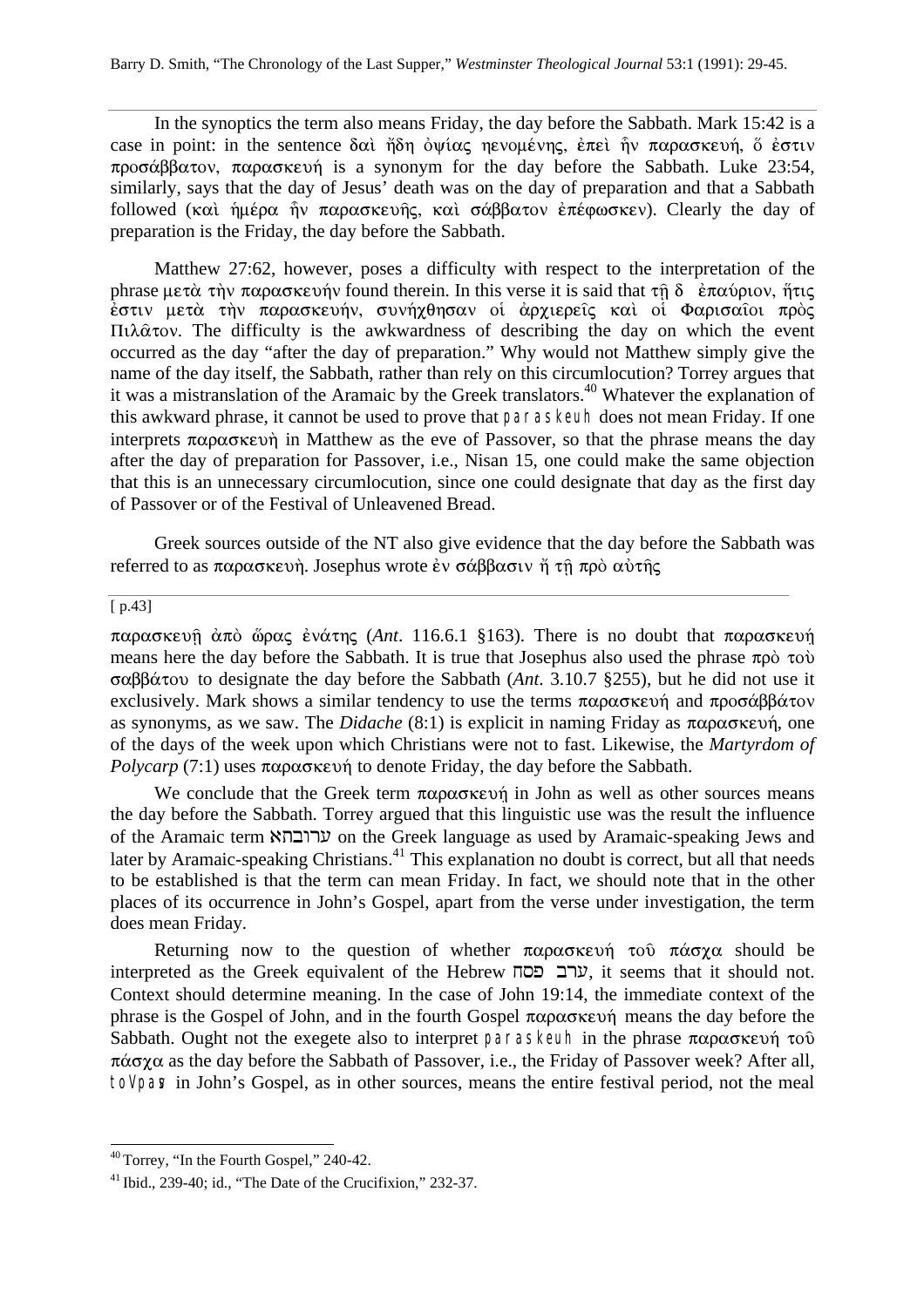In the synoptics the term also means Friday, the day before the Sabbath. Mark 15:42 is a case in point: in the sentence δαὶ ἤδη ὀψίας ηενομένης, ἐπεὶ ἦν παρασκευή, ὅ ἐστιν προσάββατον, παρασκευή is a synonym for the day before the Sabbath. Luke 23:54, similarly, says that the day of Jesus' death was on the day of preparation and that a Sabbath followed (καὶ ἡμέρα ἦν παρασκευῆς, καὶ σάββατον ἐπέφωσκεν). Clearly the day of preparation is the Friday, the day before the Sabbath.

Matthew 27:62, however, poses a difficulty with respect to the interpretation of the phrase μετὰ τὴν παρασκευήν found therein. In this verse it is said that τῇ δ ἐπαύριον, ἥτις ἐστιν μετὰ τὴν παρασκευήν, συνήχθησαν οἱ ἀρχιερεῖς καὶ οἱ Φαρισαῖοι πρὸς Πιλᾶτον. The difficulty is the awkwardness of describing the day on which the event occurred as the day "after the day of preparation." Why would not Matthew simply give the name of the day itself, the Sabbath, rather than rely on this circumlocution? Torrey argues that it was a mistranslation of the Aramaic by the Greek translators.[40] Whatever the explanation of this awkward phrase, it cannot be used to prove that paraskeuh does not mean Friday. If one interprets παρασκευὴ in Matthew as the eve of Passover, so that the phrase means the day after the day of preparation for Passover, i.e., Nisan 15, one could make the same objection that this is an unnecessary circumlocution, since one could designate that day as the first day of Passover or of the Festival of Unleavened Bread.

Greek sources outside of the NT also give evidence that the day before the Sabbath was referred to as παρασκευὴ. Josephus wrote ἐν σάββασιν ἤ τῇ πρὸ αὐτῆς

[ p.43]

παρασκευῇ ἀπὸ ὥρας ἐνάτης (*Ant*. 116.6.1 §163). There is no doubt that παρασκευή means here the day before the Sabbath. It is true that Josephus also used the phrase πρὸ τοῦ σαββάτου to designate the day before the Sabbath (*Ant*. 3.10.7 §255), but he did not use it exclusively. Mark shows a similar tendency to use the terms παρασκευή and προσάββάτον as synonyms, as we saw. The *Didache* (8:1) is explicit in naming Friday as παρασκευή, one of the days of the week upon which Christians were not to fast. Likewise, the *Martyrdom of Polycarp* (7:1) uses παρασκευή to denote Friday, the day before the Sabbath.

We conclude that the Greek term παρασκευή in John as well as other sources means the day before the Sabbath. Torrey argued that this linguistic use was the result the influence of the Aramaic term ערובתא on the Greek language as used by Aramaic-speaking Jews and later by Aramaic-speaking Christians.[41] This explanation no doubt is correct, but all that needs to be established is that the term can mean Friday. In fact, we should note that in the other places of its occurrence in John's Gospel, apart from the verse under investigation, the term does mean Friday.

Returning now to the question of whether παρασκευή τοῦ πάσχα should be interpreted as the Greek equivalent of the Hebrew ערב פסח, it seems that it should not. Context should determine meaning. In the case of John 19:14, the immediate context of the phrase is the Gospel of John, and in the fourth Gospel παρασκευή means the day before the Sabbath. Ought not the exegete also to interpret paraskeuh in the phrase παρασκευή τοῦ πάσχα as the day before the Sabbath of Passover, i.e., the Friday of Passover week? After all, toVpasa in John's Gospel, as in other sources, means the entire festival period, not the meal

[40] Torrey, "In the Fourth Gospel," 240-42.

[41] Ibid., 239-40; id., "The Date of the Crucifixion," 232-37.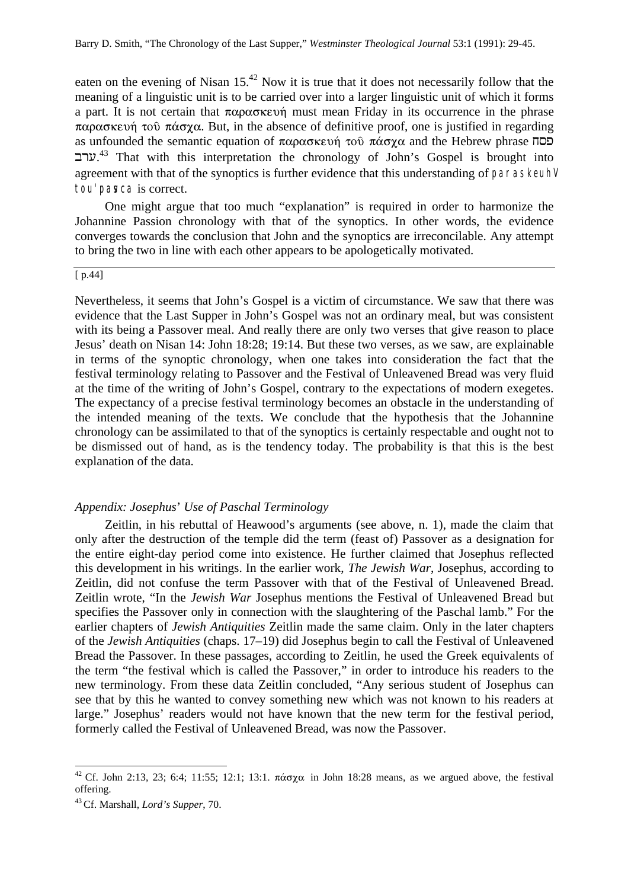eaten on the evening of Nisan 15.[42] Now it is true that it does not necessarily follow that the meaning of a linguistic unit is to be carried over into a larger linguistic unit of which it forms a part. It is not certain that παρασκευή must mean Friday in its occurrence in the phrase παρασκευή τοῦ πάσχα. But, in the absence of definitive proof, one is justified in regarding as unfounded the semantic equation of παρασκευή τοῦ πάσχα and the Hebrew phrase פסח ערב.[43] That with this interpretation the chronology of John's Gospel is brought into agreement with that of the synoptics is further evidence that this understanding of παρασκευὴ τοῦ πάσχα is correct.

One might argue that too much "explanation" is required in order to harmonize the Johannine Passion chronology with that of the synoptics. In other words, the evidence converges towards the conclusion that John and the synoptics are irreconcilable. Any attempt to bring the two in line with each other appears to be apologetically motivated.

[ p.44]

Nevertheless, it seems that John's Gospel is a victim of circumstance. We saw that there was evidence that the Last Supper in John's Gospel was not an ordinary meal, but was consistent with its being a Passover meal. And really there are only two verses that give reason to place Jesus' death on Nisan 14: John 18:28; 19:14. But these two verses, as we saw, are explainable in terms of the synoptic chronology, when one takes into consideration the fact that the festival terminology relating to Passover and the Festival of Unleavened Bread was very fluid at the time of the writing of John's Gospel, contrary to the expectations of modern exegetes. The expectancy of a precise festival terminology becomes an obstacle in the understanding of the intended meaning of the texts. We conclude that the hypothesis that the Johannine chronology can be assimilated to that of the synoptics is certainly respectable and ought not to be dismissed out of hand, as is the tendency today. The probability is that this is the best explanation of the data.

### *Appendix: Josephus' Use of Paschal Terminology*

Zeitlin, in his rebuttal of Heawood's arguments (see above, n. 1), made the claim that only after the destruction of the temple did the term (feast of) Passover as a designation for the entire eight-day period come into existence. He further claimed that Josephus reflected this development in his writings. In the earlier work, *The Jewish War*, Josephus, according to Zeitlin, did not confuse the term Passover with that of the Festival of Unleavened Bread. Zeitlin wrote, "In the *Jewish War* Josephus mentions the Festival of Unleavened Bread but specifies the Passover only in connection with the slaughtering of the Paschal lamb." For the earlier chapters of *Jewish Antiquities* Zeitlin made the same claim. Only in the later chapters of the *Jewish Antiquities* (chaps. 17–19) did Josephus begin to call the Festival of Unleavened Bread the Passover. In these passages, according to Zeitlin, he used the Greek equivalents of the term "the festival which is called the Passover," in order to introduce his readers to the new terminology. From these data Zeitlin concluded, "Any serious student of Josephus can see that by this he wanted to convey something new which was not known to his readers at large." Josephus' readers would not have known that the new term for the festival period, formerly called the Festival of Unleavened Bread, was now the Passover.

---

[42] Cf. John 2:13, 23; 6:4; 11:55; 12:1; 13:1. πάσχα in John 18:28 means, as we argued above, the festival offering.

[43] Cf. Marshall, *Lord's Supper*, 70.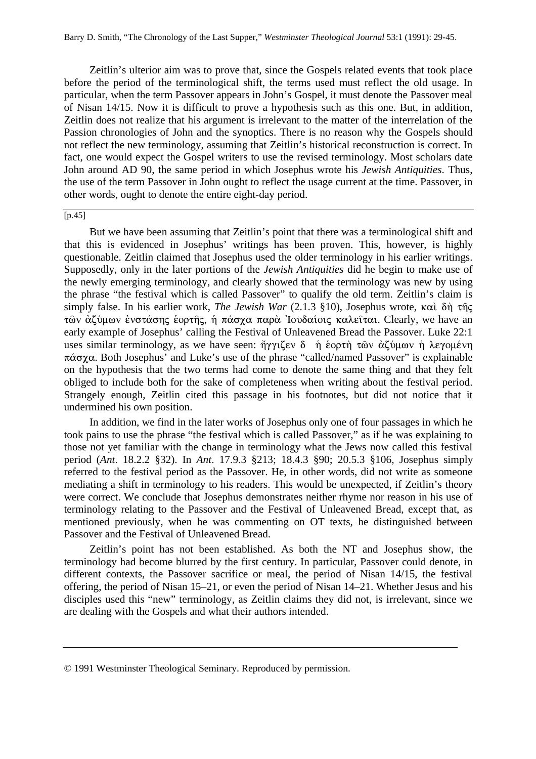Zeitlin's ulterior aim was to prove that, since the Gospels related events that took place before the period of the terminological shift, the terms used must reflect the old usage. In particular, when the term Passover appears in John's Gospel, it must denote the Passover meal of Nisan 14/15. Now it is difficult to prove a hypothesis such as this one. But, in addition, Zeitlin does not realize that his argument is irrelevant to the matter of the interrelation of the Passion chronologies of John and the synoptics. There is no reason why the Gospels should not reflect the new terminology, assuming that Zeitlin's historical reconstruction is correct. In fact, one would expect the Gospel writers to use the revised terminology. Most scholars date John around AD 90, the same period in which Josephus wrote his *Jewish Antiquities*. Thus, the use of the term Passover in John ought to reflect the usage current at the time. Passover, in other words, ought to denote the entire eight-day period.

[p.45]

But we have been assuming that Zeitlin's point that there was a terminological shift and that this is evidenced in Josephus' writings has been proven. This, however, is highly questionable. Zeitlin claimed that Josephus used the older terminology in his earlier writings. Supposedly, only in the later portions of the *Jewish Antiquities* did he begin to make use of the newly emerging terminology, and clearly showed that the terminology was new by using the phrase "the festival which is called Passover" to qualify the old term. Zeitlin's claim is simply false. In his earlier work, *The Jewish War* (2.1.3 §10), Josephus wrote, καὶ δὴ τῆς τῶν ἀζύμων ἐνστάσης ἑορτῆς, ἡ πάσχα παρὰ Ἰουδαίοις καλεῖται. Clearly, we have an early example of Josephus' calling the Festival of Unleavened Bread the Passover. Luke 22:1 uses similar terminology, as we have seen: ἤγγιζεν δ ἡ ἑορτὴ τῶν ἀζύμων ἡ λεγομένη πάσχα. Both Josephus' and Luke's use of the phrase "called/named Passover" is explainable on the hypothesis that the two terms had come to denote the same thing and that they felt obliged to include both for the sake of completeness when writing about the festival period. Strangely enough, Zeitlin cited this passage in his footnotes, but did not notice that it undermined his own position.

In addition, we find in the later works of Josephus only one of four passages in which he took pains to use the phrase "the festival which is called Passover," as if he was explaining to those not yet familiar with the change in terminology what the Jews now called this festival period (*Ant*. 18.2.2 §32). In *Ant*. 17.9.3 §213; 18.4.3 §90; 20.5.3 §106, Josephus simply referred to the festival period as the Passover. He, in other words, did not write as someone mediating a shift in terminology to his readers. This would be unexpected, if Zeitlin's theory were correct. We conclude that Josephus demonstrates neither rhyme nor reason in his use of terminology relating to the Passover and the Festival of Unleavened Bread, except that, as mentioned previously, when he was commenting on OT texts, he distinguished between Passover and the Festival of Unleavened Bread.

Zeitlin's point has not been established. As both the NT and Josephus show, the terminology had become blurred by the first century. In particular, Passover could denote, in different contexts, the Passover sacrifice or meal, the period of Nisan 14/15, the festival offering, the period of Nisan 15–21, or even the period of Nisan 14–21. Whether Jesus and his disciples used this "new" terminology, as Zeitlin claims they did not, is irrelevant, since we are dealing with the Gospels and what their authors intended.

---

© 1991 Westminster Theological Seminary. Reproduced by permission.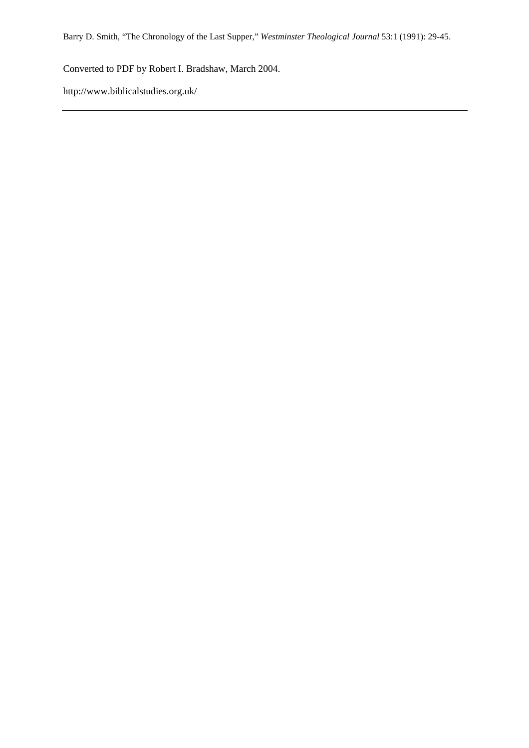Barry D. Smith, "The Chronology of the Last Supper," *Westminster Theological Journal* 53:1 (1991): 29-45.

Converted to PDF by Robert I. Bradshaw, March 2004.

http://www.biblicalstudies.org.uk/

---